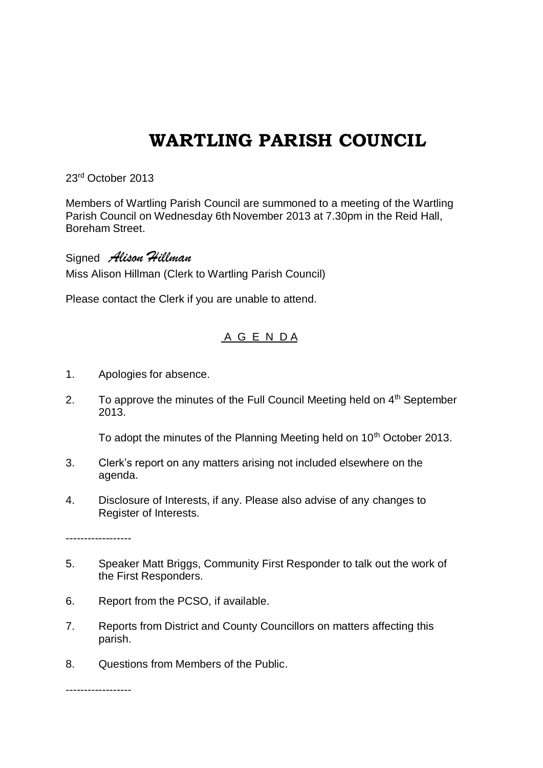# WARTLING PARISH COUNCIL

23rd October 2013

Members of Wartling Parish Council are summoned to a meeting of the Wartling Parish Council on Wednesday 6th November 2013 at 7.30pm in the Reid Hall, Boreham Street.

Signed *Alison Hillman*

Miss Alison Hillman (Clerk to Wartling Parish Council)

Please contact the Clerk if you are unable to attend.

## A G E N D A

1. Apologies for absence.

2. To approve the minutes of the Full Council Meeting held on 4th September 2013.

   To adopt the minutes of the Planning Meeting held on 10th October 2013.

3. Clerk's report on any matters arising not included elsewhere on the agenda.

4. Disclosure of Interests, if any. Please also advise of any changes to Register of Interests.

------------------

5. Speaker Matt Briggs, Community First Responder to talk out the work of the First Responders.

6. Report from the PCSO, if available.

7. Reports from District and County Councillors on matters affecting this parish.

8. Questions from Members of the Public.

------------------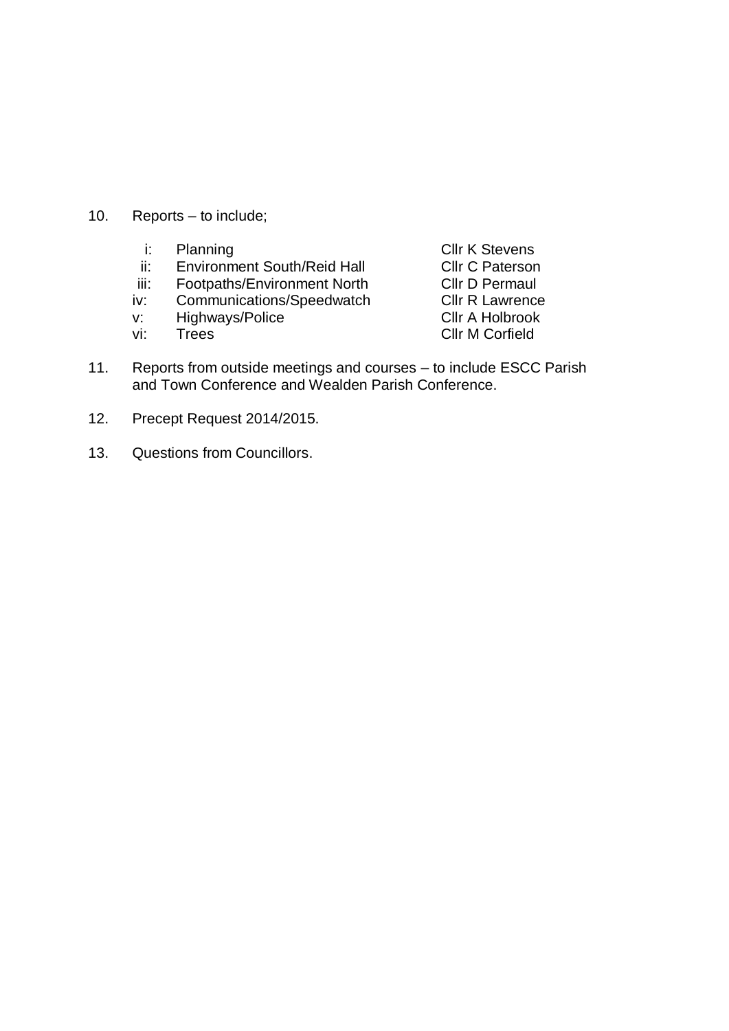10. Reports – to include;

| | | |
|---|---|---|
| i: | Planning | Cllr K Stevens |
| ii: | Environment South/Reid Hall | Cllr C Paterson |
| iii: | Footpaths/Environment North | Cllr D Permaul |
| iv: | Communications/Speedwatch | Cllr R Lawrence |
| v: | Highways/Police | Cllr A Holbrook |
| vi: | Trees | Cllr M Corfield |

11. Reports from outside meetings and courses – to include ESCC Parish and Town Conference and Wealden Parish Conference.

12. Precept Request 2014/2015.

13. Questions from Councillors.